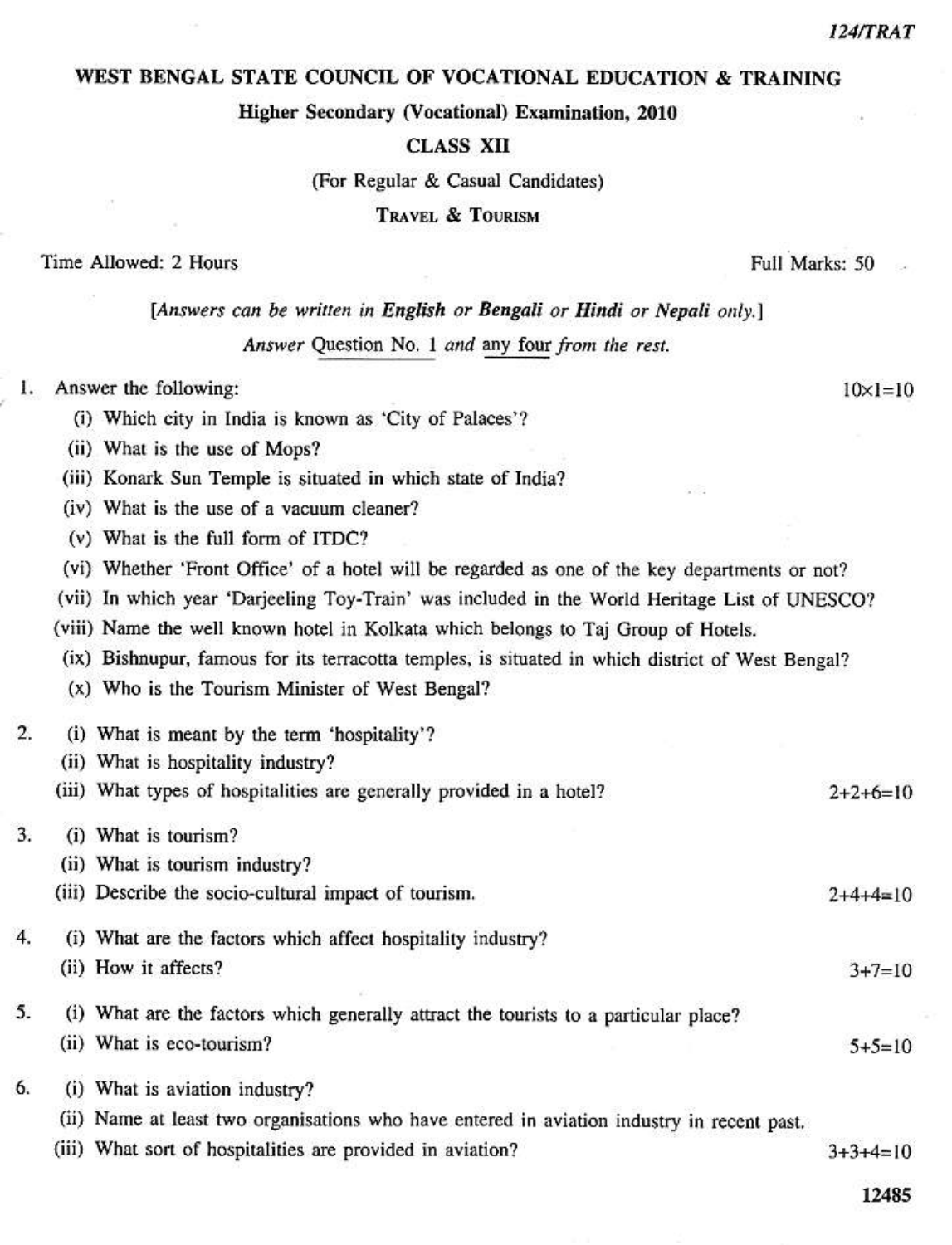124/TRAT

# WEST BENGAL STATE COUNCIL OF VOCATIONAL EDUCATION & TRAINING

## Higher Secondary (Vocational) Examination, 2010

## CLASS XII

(For Regular & Casual Candidates)

**TRAVEL & TOURISM**

Time Allowed: 2 Hours — Full Marks: 50

[*Answers can be written in* **English** *or* **Bengali** *or* **Hindi** *or* **Nepali** *only.*]

*Answer* Question No. 1 *and* any four *from the rest.*

1. Answer the following: — 10×1=10
   - (i) Which city in India is known as 'City of Palaces'?
   - (ii) What is the use of Mops?
   - (iii) Konark Sun Temple is situated in which state of India?
   - (iv) What is the use of a vacuum cleaner?
   - (v) What is the full form of ITDC?
   - (vi) Whether 'Front Office' of a hotel will be regarded as one of the key departments or not?
   - (vii) In which year 'Darjeeling Toy-Train' was included in the World Heritage List of UNESCO?
   - (viii) Name the well known hotel in Kolkata which belongs to Taj Group of Hotels.
   - (ix) Bishnupur, famous for its terracotta temples, is situated in which district of West Bengal?
   - (x) Who is the Tourism Minister of West Bengal?

2. (i) What is meant by the term 'hospitality'?
   (ii) What is hospitality industry?
   (iii) What types of hospitalities are generally provided in a hotel? — 2+2+6=10

3. (i) What is tourism?
   (ii) What is tourism industry?
   (iii) Describe the socio-cultural impact of tourism. — 2+4+4=10

4. (i) What are the factors which affect hospitality industry?
   (ii) How it affects? — 3+7=10

5. (i) What are the factors which generally attract the tourists to a particular place?
   (ii) What is eco-tourism? — 5+5=10

6. (i) What is aviation industry?
   (ii) Name at least two organisations who have entered in aviation industry in recent past.
   (iii) What sort of hospitalities are provided in aviation? — 3+3+4=10

12485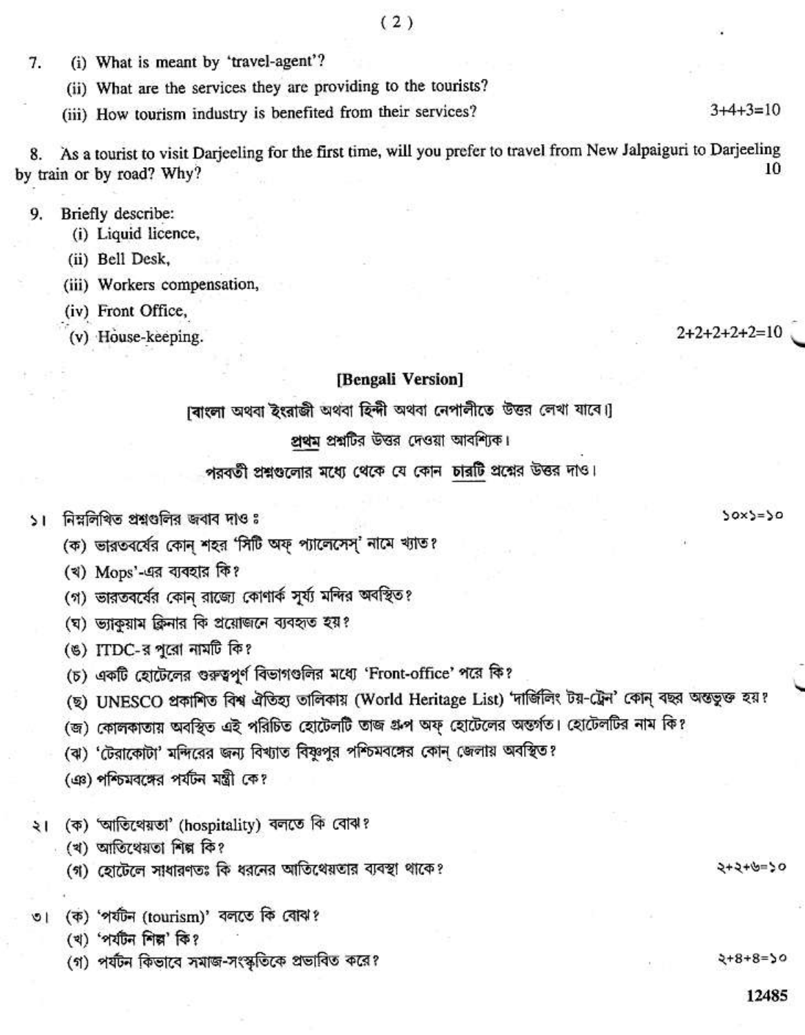7. (i) What is meant by 'travel-agent'?

   (ii) What are the services they are providing to the tourists?

   (iii) How tourism industry is benefited from their services? 3+4+3=10

8. As a tourist to visit Darjeeling for the first time, will you prefer to travel from New Jalpaiguri to Darjeeling by train or by road? Why? 10

9. Briefly describe:

   (i) Liquid licence,

   (ii) Bell Desk,

   (iii) Workers compensation,

   (iv) Front Office,

   (v) House-keeping. 2+2+2+2+2=10

## [Bengali Version]

[বাংলা অথবা ইংরাজী অথবা হিন্দী অথবা নেপালীতে উত্তর লেখা যাবে।]

প্রথম প্রশ্নটির উত্তর দেওয়া আবশ্যিক।

পরবর্তী প্রশ্নগুলোর মধ্যে থেকে যে কোন চারটি প্রশ্নের উত্তর দাও।

১। নিম্নলিখিত প্রশ্নগুলির জবাব দাও ঃ ১০×১=১০

   (ক) ভারতবর্ষের কোন্ শহর 'সিটি অফ্ প্যালেসেস্' নামে খ্যাত?

   (খ) Mops'-এর ব্যবহার কি?

   (গ) ভারতবর্ষের কোন্ রাজ্যে কোণার্ক সূর্য্য মন্দির অবস্থিত?

   (ঘ) ভ্যাকুয়াম ক্লিনার কি প্রয়োজনে ব্যবহৃত হয়?

   (ঙ) ITDC-র পুরো নামটি কি?

   (চ) একটি হোটেলের গুরুত্বপূর্ণ বিভাগগুলির মধ্যে 'Front-office' পরে কি?

   (ছ) UNESCO প্রকাশিত বিশ্ব ঐতিহ্য তালিকায় (World Heritage List) 'দার্জিলিং টয়-ট্রেন' কোন্ বছর অন্তর্ভুক্ত হয়?

   (জ) কোলকাতায় অবস্থিত এই পরিচিত হোটেলটি তাজ গ্রুপ অফ্ হোটেলের অন্তর্গত। হোটেলটির নাম কি?

   (ঝ) 'টেরাকোটা' মন্দিরের জন্য বিখ্যাত বিষ্ণুপুর পশ্চিমবঙ্গের কোন্ জেলায় অবস্থিত?

   (ঞ) পশ্চিমবঙ্গের পর্যটন মন্ত্রী কে?

২। (ক) 'আতিথেয়তা' (hospitality) বলতে কি বোঝ?

   (খ) আতিথেয়তা শিল্প কি?

   (গ) হোটেলে সাধারণতঃ কি ধরনের আতিথেয়তার ব্যবস্থা থাকে? ২+২+৬=১০

৩। (ক) 'পর্যটন (tourism)' বলতে কি বোঝ?

   (খ) 'পর্যটন শিল্প' কি?

   (গ) পর্যটন কিভাবে সমাজ-সংস্কৃতিকে প্রভাবিত করে? ২+৪+৪=১০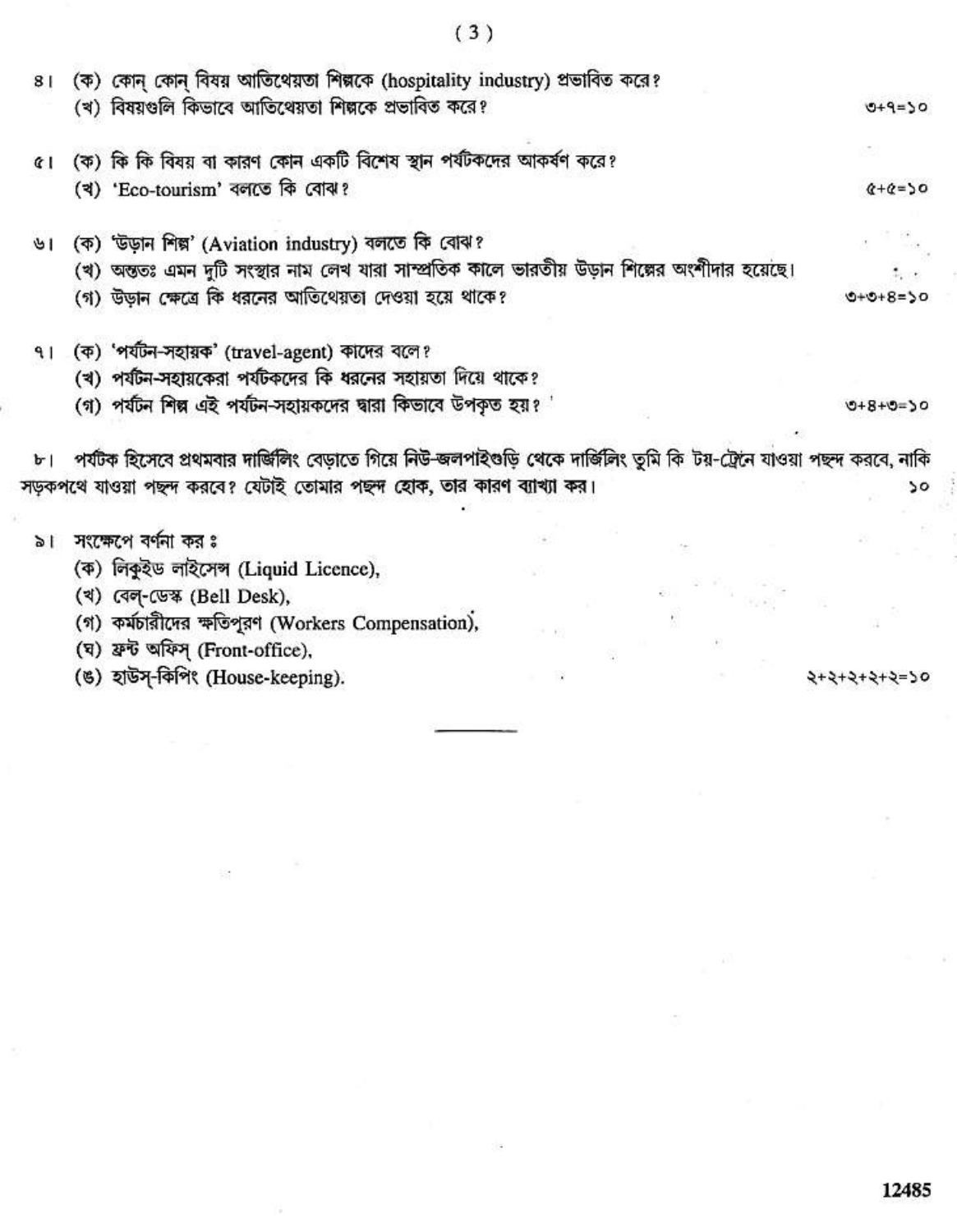৪। (ক) কোন্ কোন্ বিষয় আতিথেয়তা শিল্পকে (hospitality industry) প্রভাবিত করে?
(খ) বিষয়গুলি কিভাবে আতিথেয়তা শিল্পকে প্রভাবিত করে? ৩+৭=১০

৫। (ক) কি কি বিষয় বা কারণ কোন একটি বিশেষ স্থান পর্যটকদের আকর্ষণ করে?
(খ) 'Eco-tourism' বলতে কি বোঝ? ৫+৫=১০

৬। (ক) 'উড়ান শিল্প' (Aviation industry) বলতে কি বোঝ?
(খ) অন্ততঃ এমন দুটি সংস্থার নাম লেখ যারা সাম্প্রতিক কালে ভারতীয় উড়ান শিল্পের অংশীদার হয়েছে।
(গ) উড়ান ক্ষেত্রে কি ধরনের আতিথেয়তা দেওয়া হয়ে থাকে? ৩+৩+৪=১০

৭। (ক) 'পর্যটন-সহায়ক' (travel-agent) কাদের বলে?
(খ) পর্যটন-সহায়কেরা পর্যটকদের কি ধরনের সহায়তা দিয়ে থাকে?
(গ) পর্যটন শিল্প এই পর্যটন-সহায়কদের দ্বারা কিভাবে উপকৃত হয়? ৩+৪+৩=১০

৮। পর্যটক হিসেবে প্রথমবার দার্জিলিং বেড়াতে গিয়ে নিউ-জলপাইগুড়ি থেকে দার্জিলিং তুমি কি টয়-ট্রেনে যাওয়া পছন্দ করবে, নাকি সড়কপথে যাওয়া পছন্দ করবে? যেটাই তোমার পছন্দ হোক, তার কারণ ব্যাখ্যা কর। ১০

৯। সংক্ষেপে বর্ণনা কর ঃ
(ক) লিকুইড লাইসেন্স (Liquid Licence),
(খ) বেল্-ডেস্ক (Bell Desk),
(গ) কর্মচারীদের ক্ষতিপূরণ (Workers Compensation),
(ঘ) ফ্রন্ট অফিস্ (Front-office),
(ঙ) হাউস্-কিপিং (House-keeping). ২+২+২+২+২=১০

12485